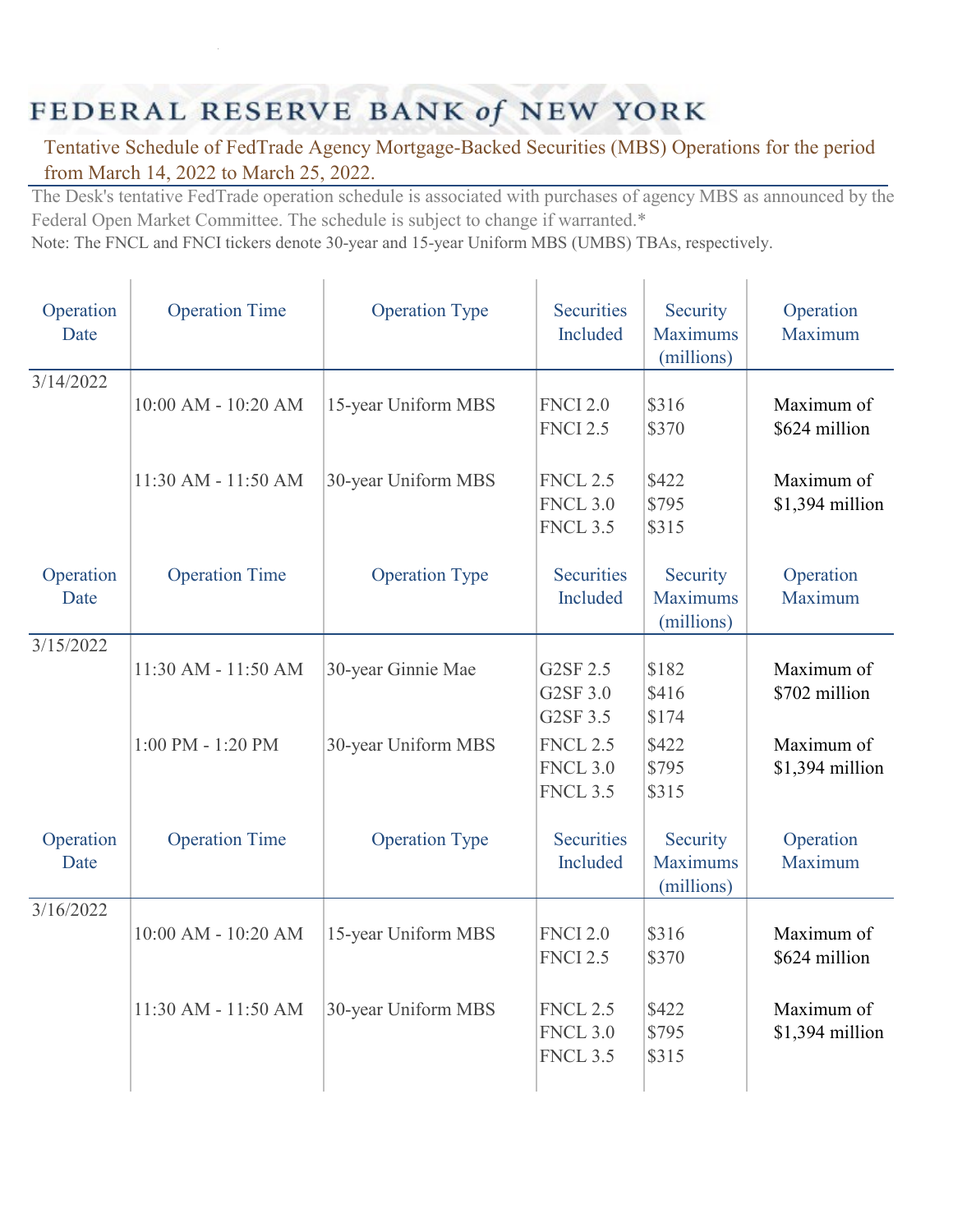# FEDERAL RESERVE BANK of NEW YORK

## Tentative Schedule of FedTrade Agency Mortgage-Backed Securities (MBS) Operations for the period from March 14, 2022 to March 25, 2022.

The Desk's tentative FedTrade operation schedule is associated with purchases of agency MBS as announced by the Federal Open Market Committee. The schedule is subject to change if warranted.*

Note: The FNCL and FNCI tickers denote 30-year and 15-year Uniform MBS (UMBS) TBAs, respectively.

| Operation Date | Operation Time | Operation Type | Securities Included | Security Maximums (millions) | Operation Maximum |
|---|---|---|---|---|---|
| 3/14/2022 | | | | | |
| | 10:00 AM - 10:20 AM | 15-year Uniform MBS | FNCI 2.0<br>FNCI 2.5 | $316<br>$370 | Maximum of $624 million |
| | 11:30 AM - 11:50 AM | 30-year Uniform MBS | FNCL 2.5<br>FNCL 3.0<br>FNCL 3.5 | $422<br>$795<br>$315 | Maximum of $1,394 million |

| Operation Date | Operation Time | Operation Type | Securities Included | Security Maximums (millions) | Operation Maximum |
|---|---|---|---|---|---|
| 3/15/2022 | | | | | |
| | 11:30 AM - 11:50 AM | 30-year Ginnie Mae | G2SF 2.5<br>G2SF 3.0<br>G2SF 3.5 | $182<br>$416<br>$174 | Maximum of $702 million |
| | 1:00 PM - 1:20 PM | 30-year Uniform MBS | FNCL 2.5<br>FNCL 3.0<br>FNCL 3.5 | $422<br>$795<br>$315 | Maximum of $1,394 million |

| Operation Date | Operation Time | Operation Type | Securities Included | Security Maximums (millions) | Operation Maximum |
|---|---|---|---|---|---|
| 3/16/2022 | | | | | |
| | 10:00 AM - 10:20 AM | 15-year Uniform MBS | FNCI 2.0<br>FNCI 2.5 | $316<br>$370 | Maximum of $624 million |
| | 11:30 AM - 11:50 AM | 30-year Uniform MBS | FNCL 2.5<br>FNCL 3.0<br>FNCL 3.5 | $422<br>$795<br>$315 | Maximum of $1,394 million |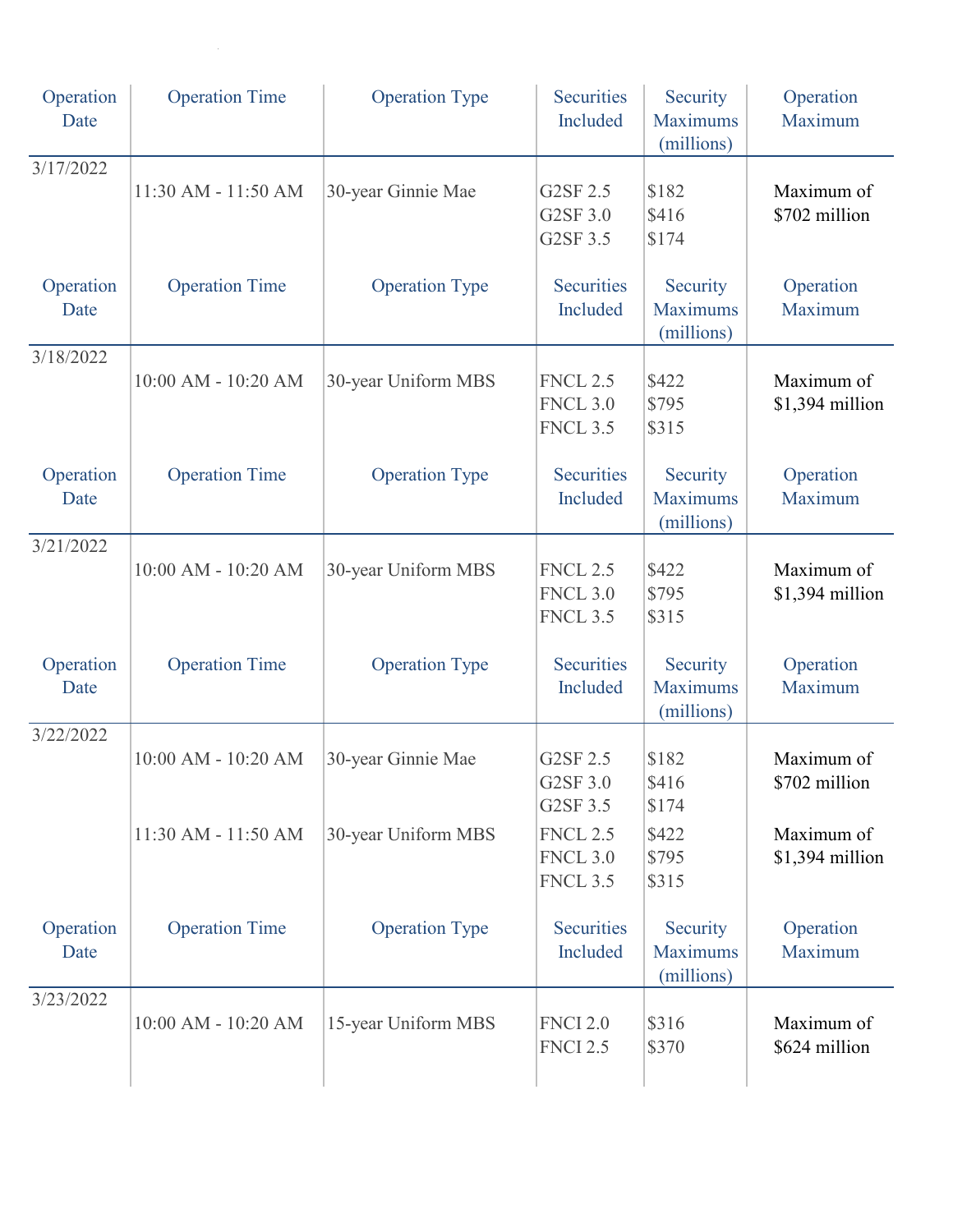| Operation Date | Operation Time | Operation Type | Securities Included | Security Maximums (millions) | Operation Maximum |
|---|---|---|---|---|---|
| 3/17/2022 | 11:30 AM - 11:50 AM | 30-year Ginnie Mae | G2SF 2.5<br>G2SF 3.0<br>G2SF 3.5 | $182<br>$416<br>$174 | Maximum of $702 million |

| Operation Date | Operation Time | Operation Type | Securities Included | Security Maximums (millions) | Operation Maximum |
|---|---|---|---|---|---|
| 3/18/2022 | 10:00 AM - 10:20 AM | 30-year Uniform MBS | FNCL 2.5<br>FNCL 3.0<br>FNCL 3.5 | $422<br>$795<br>$315 | Maximum of $1,394 million |

| Operation Date | Operation Time | Operation Type | Securities Included | Security Maximums (millions) | Operation Maximum |
|---|---|---|---|---|---|
| 3/21/2022 | 10:00 AM - 10:20 AM | 30-year Uniform MBS | FNCL 2.5<br>FNCL 3.0<br>FNCL 3.5 | $422<br>$795<br>$315 | Maximum of $1,394 million |

| Operation Date | Operation Time | Operation Type | Securities Included | Security Maximums (millions) | Operation Maximum |
|---|---|---|---|---|---|
| 3/22/2022 | 10:00 AM - 10:20 AM | 30-year Ginnie Mae | G2SF 2.5<br>G2SF 3.0<br>G2SF 3.5 | $182<br>$416<br>$174 | Maximum of $702 million |
| | 11:30 AM - 11:50 AM | 30-year Uniform MBS | FNCL 2.5<br>FNCL 3.0<br>FNCL 3.5 | $422<br>$795<br>$315 | Maximum of $1,394 million |

| Operation Date | Operation Time | Operation Type | Securities Included | Security Maximums (millions) | Operation Maximum |
|---|---|---|---|---|---|
| 3/23/2022 | 10:00 AM - 10:20 AM | 15-year Uniform MBS | FNCI 2.0<br>FNCI 2.5 | $316<br>$370 | Maximum of $624 million |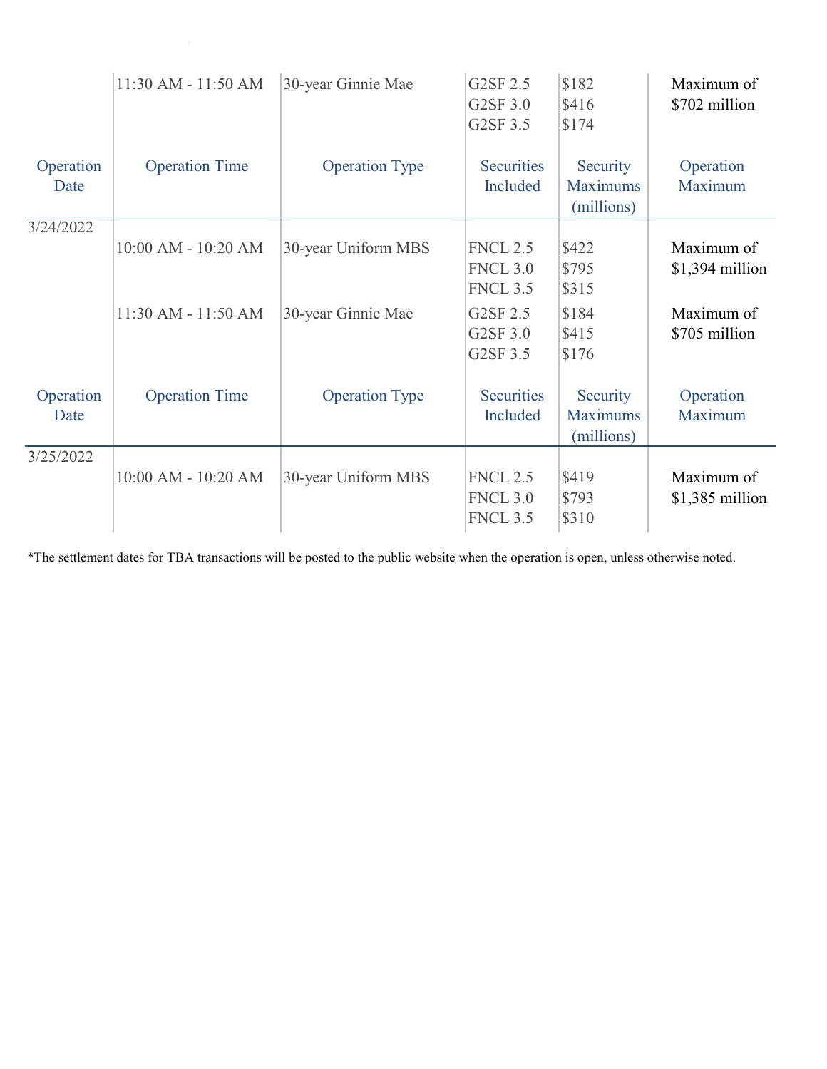| Operation Date | Operation Time | Operation Type | Securities Included | Security Maximums (millions) | Operation Maximum |
|---|---|---|---|---|---|
| | 11:30 AM - 11:50 AM | 30-year Ginnie Mae | G2SF 2.5<br>G2SF 3.0<br>G2SF 3.5 | $182<br>$416<br>$174 | Maximum of $702 million |
| 3/24/2022 | | | | | |
| | 10:00 AM - 10:20 AM | 30-year Uniform MBS | FNCL 2.5<br>FNCL 3.0<br>FNCL 3.5 | $422<br>$795<br>$315 | Maximum of $1,394 million |
| | 11:30 AM - 11:50 AM | 30-year Ginnie Mae | G2SF 2.5<br>G2SF 3.0<br>G2SF 3.5 | $184<br>$415<br>$176 | Maximum of $705 million |
| 3/25/2022 | | | | | |
| | 10:00 AM - 10:20 AM | 30-year Uniform MBS | FNCL 2.5<br>FNCL 3.0<br>FNCL 3.5 | $419<br>$793<br>$310 | Maximum of $1,385 million |

*The settlement dates for TBA transactions will be posted to the public website when the operation is open, unless otherwise noted.